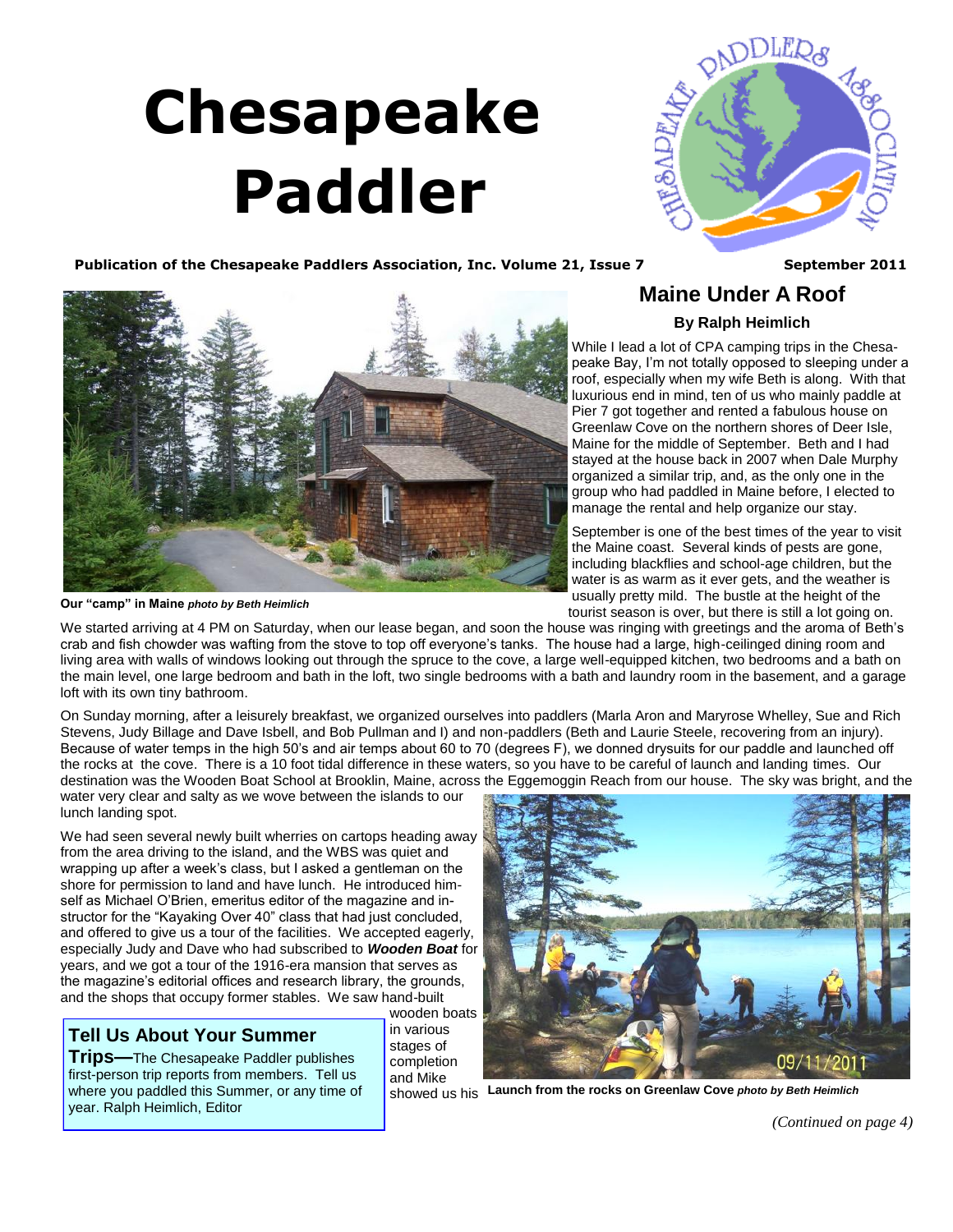# Chesapeake Paddler

**Publication of the Chesapeake Paddlers Association, Inc. Volume 21, Issue 7** **September 2011**

## Maine Under A Roof

**By Ralph Heimlich**

**Our "camp" in Maine** ***photo by Beth Heimlich***

While I lead a lot of CPA camping trips in the Chesapeake Bay, I'm not totally opposed to sleeping under a roof, especially when my wife Beth is along. With that luxurious end in mind, ten of us who mainly paddle at Pier 7 got together and rented a fabulous house on Greenlaw Cove on the northern shores of Deer Isle, Maine for the middle of September. Beth and I had stayed at the house back in 2007 when Dale Murphy organized a similar trip, and, as the only one in the group who had paddled in Maine before, I elected to manage the rental and help organize our stay.

September is one of the best times of the year to visit the Maine coast. Several kinds of pests are gone, including blackflies and school-age children, but the water is as warm as it ever gets, and the weather is usually pretty mild. The bustle at the height of the tourist season is over, but there is still a lot going on.

We started arriving at 4 PM on Saturday, when our lease began, and soon the house was ringing with greetings and the aroma of Beth's crab and fish chowder was wafting from the stove to top off everyone's tanks. The house had a large, high-ceilinged dining room and living area with walls of windows looking out through the spruce to the cove, a large well-equipped kitchen, two bedrooms and a bath on the main level, one large bedroom and bath in the loft, two single bedrooms with a bath and laundry room in the basement, and a garage loft with its own tiny bathroom.

On Sunday morning, after a leisurely breakfast, we organized ourselves into paddlers (Marla Aron and Maryrose Whelley, Sue and Rich Stevens, Judy Billage and Dave Isbell, and Bob Pullman and I) and non-paddlers (Beth and Laurie Steele, recovering from an injury). Because of water temps in the high 50's and air temps about 60 to 70 (degrees F), we donned drysuits for our paddle and launched off the rocks at the cove. There is a 10 foot tidal difference in these waters, so you have to be careful of launch and landing times. Our destination was the Wooden Boat School at Brooklin, Maine, across the Eggemoggin Reach from our house. The sky was bright, and the water very clear and salty as we wove between the islands to our lunch landing spot.

We had seen several newly built wherries on cartops heading away from the area driving to the island, and the WBS was quiet and wrapping up after a week's class, but I asked a gentleman on the shore for permission to land and have lunch. He introduced himself as Michael O'Brien, emeritus editor of the magazine and instructor for the "Kayaking Over 40" class that had just concluded, and offered to give us a tour of the facilities. We accepted eagerly, especially Judy and Dave who had subscribed to ***Wooden Boat*** for years, and we got a tour of the 1916-era mansion that serves as the magazine's editorial offices and research library, the grounds, and the shops that occupy former stables. We saw hand-built wooden boats in various stages of completion and Mike showed us his

**Launch from the rocks on Greenlaw Cove** ***photo by Beth Heimlich***

*(Continued on page 4)*

---

**Tell Us About Your Summer Trips—**The Chesapeake Paddler publishes first-person trip reports from members. Tell us where you paddled this Summer, or any time of year. Ralph Heimlich, Editor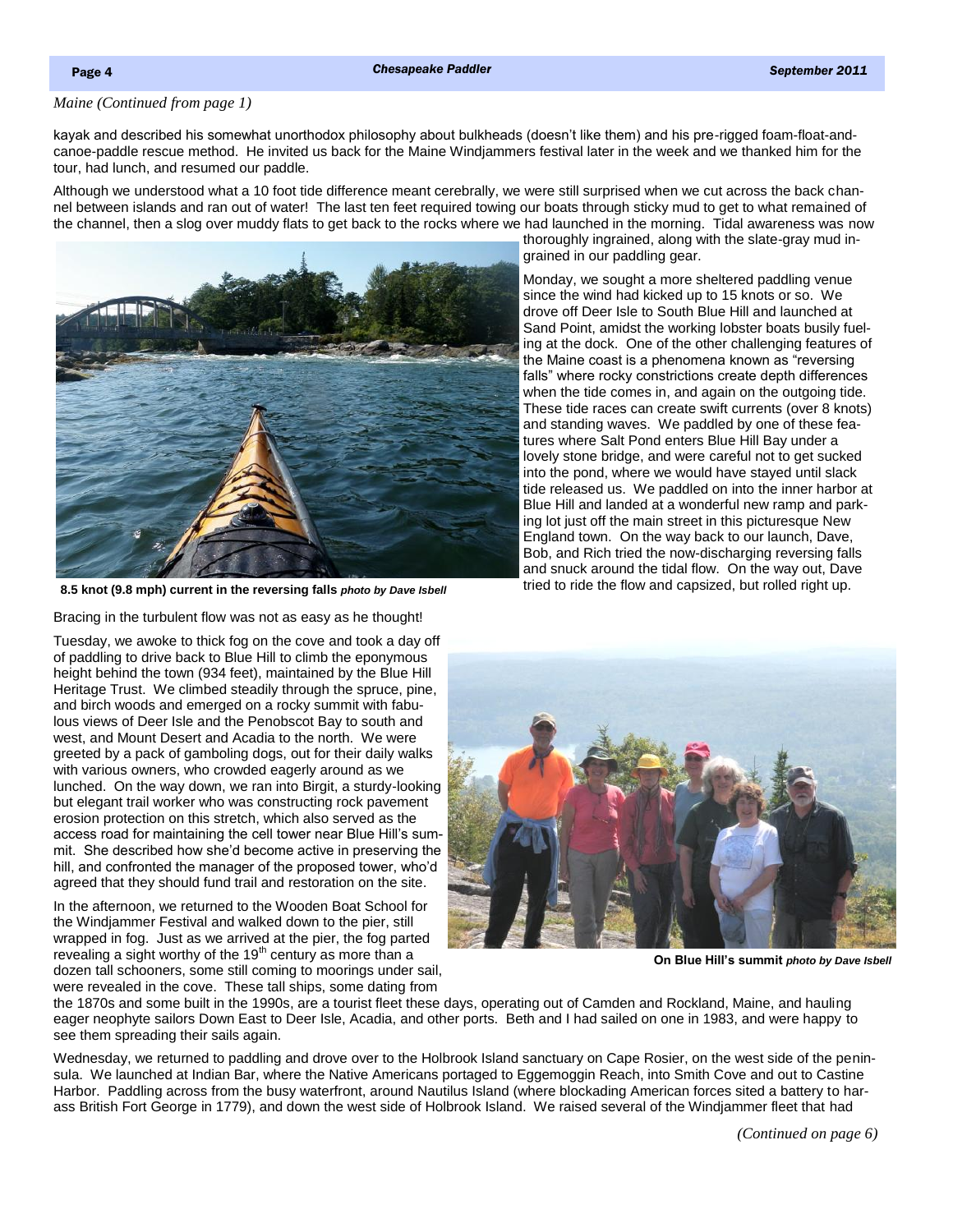*Maine (Continued from page 1)*

kayak and described his somewhat unorthodox philosophy about bulkheads (doesn't like them) and his pre-rigged foam-float-and-canoe-paddle rescue method. He invited us back for the Maine Windjammers festival later in the week and we thanked him for the tour, had lunch, and resumed our paddle.

Although we understood what a 10 foot tide difference meant cerebrally, we were still surprised when we cut across the back channel between islands and ran out of water! The last ten feet required towing our boats through sticky mud to get to what remained of the channel, then a slog over muddy flats to get back to the rocks where we had launched in the morning. Tidal awareness was now thoroughly ingrained, along with the slate-gray mud ingrained in our paddling gear.

Monday, we sought a more sheltered paddling venue since the wind had kicked up to 15 knots or so. We drove off Deer Isle to South Blue Hill and launched at Sand Point, amidst the working lobster boats busily fueling at the dock. One of the other challenging features of the Maine coast is a phenomena known as "reversing falls" where rocky constrictions create depth differences when the tide comes in, and again on the outgoing tide. These tide races can create swift currents (over 8 knots) and standing waves. We paddled by one of these features where Salt Pond enters Blue Hill Bay under a lovely stone bridge, and were careful not to get sucked into the pond, where we would have stayed until slack tide released us. We paddled on into the inner harbor at Blue Hill and landed at a wonderful new ramp and parking lot just off the main street in this picturesque New England town. On the way back to our launch, Dave, Bob, and Rich tried the now-discharging reversing falls and snuck around the tidal flow. On the way out, Dave tried to ride the flow and capsized, but rolled right up. Bracing in the turbulent flow was not as easy as he thought!

**8.5 knot (9.8 mph) current in the reversing falls** ***photo by Dave Isbell***

Tuesday, we awoke to thick fog on the cove and took a day off of paddling to drive back to Blue Hill to climb the eponymous height behind the town (934 feet), maintained by the Blue Hill Heritage Trust. We climbed steadily through the spruce, pine, and birch woods and emerged on a rocky summit with fabulous views of Deer Isle and the Penobscot Bay to south and west, and Mount Desert and Acadia to the north. We were greeted by a pack of gamboling dogs, out for their daily walks with various owners, who crowded eagerly around as we lunched. On the way down, we ran into Birgit, a sturdy-looking but elegant trail worker who was constructing rock pavement erosion protection on this stretch, which also served as the access road for maintaining the cell tower near Blue Hill's summit. She described how she'd become active in preserving the hill, and confronted the manager of the proposed tower, who'd agreed that they should fund trail and restoration on the site.

**On Blue Hill's summit** ***photo by Dave Isbell***

In the afternoon, we returned to the Wooden Boat School for the Windjammer Festival and walked down to the pier, still wrapped in fog. Just as we arrived at the pier, the fog parted revealing a sight worthy of the 19th century as more than a dozen tall schooners, some still coming to moorings under sail, were revealed in the cove. These tall ships, some dating from the 1870s and some built in the 1990s, are a tourist fleet these days, operating out of Camden and Rockland, Maine, and hauling eager neophyte sailors Down East to Deer Isle, Acadia, and other ports. Beth and I had sailed on one in 1983, and were happy to see them spreading their sails again.

Wednesday, we returned to paddling and drove over to the Holbrook Island sanctuary on Cape Rosier, on the west side of the peninsula. We launched at Indian Bar, where the Native Americans portaged to Eggemoggin Reach, into Smith Cove and out to Castine Harbor. Paddling across from the busy waterfront, around Nautilus Island (where blockading American forces sited a battery to harass British Fort George in 1779), and down the west side of Holbrook Island. We raised several of the Windjammer fleet that had

*(Continued on page 6)*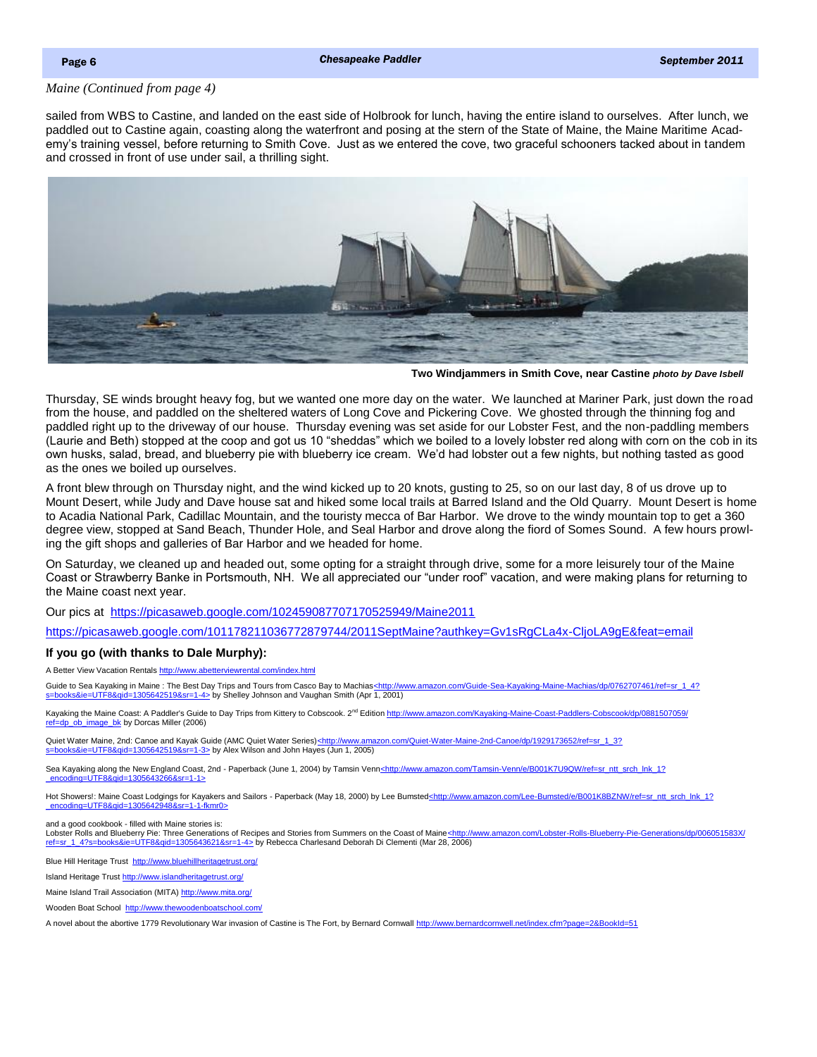*Maine (Continued from page 4)*

sailed from WBS to Castine, and landed on the east side of Holbrook for lunch, having the entire island to ourselves. After lunch, we paddled out to Castine again, coasting along the waterfront and posing at the stern of the State of Maine, the Maine Maritime Academy's training vessel, before returning to Smith Cove. Just as we entered the cove, two graceful schooners tacked about in tandem and crossed in front of use under sail, a thrilling sight.

**Two Windjammers in Smith Cove, near Castine** ***photo by Dave Isbell***

Thursday, SE winds brought heavy fog, but we wanted one more day on the water. We launched at Mariner Park, just down the road from the house, and paddled on the sheltered waters of Long Cove and Pickering Cove. We ghosted through the thinning fog and paddled right up to the driveway of our house. Thursday evening was set aside for our Lobster Fest, and the non-paddling members (Laurie and Beth) stopped at the coop and got us 10 "sheddas" which we boiled to a lovely lobster red along with corn on the cob in its own husks, salad, bread, and blueberry pie with blueberry ice cream. We'd had lobster out a few nights, but nothing tasted as good as the ones we boiled up ourselves.

A front blew through on Thursday night, and the wind kicked up to 20 knots, gusting to 25, so on our last day, 8 of us drove up to Mount Desert, while Judy and Dave house sat and hiked some local trails at Barred Island and the Old Quarry. Mount Desert is home to Acadia National Park, Cadillac Mountain, and the touristy mecca of Bar Harbor. We drove to the windy mountain top to get a 360 degree view, stopped at Sand Beach, Thunder Hole, and Seal Harbor and drove along the fiord of Somes Sound. A few hours prowling the gift shops and galleries of Bar Harbor and we headed for home.

On Saturday, we cleaned up and headed out, some opting for a straight through drive, some for a more leisurely tour of the Maine Coast or Strawberry Banke in Portsmouth, NH. We all appreciated our "under roof" vacation, and were making plans for returning to the Maine coast next year.

Our pics at https://picasaweb.google.com/102459087707170525949/Maine2011

https://picasaweb.google.com/101178211036772879744/2011SeptMaine?authkey=Gv1sRgCLa4x-CljoLA9gE&feat=email

### If you go (with thanks to Dale Murphy):

A Better View Vacation Rentals http://www.abetterviewrental.com/index.html

Guide to Sea Kayaking in Maine : The Best Day Trips and Tours from Casco Bay to Machias<http://www.amazon.com/Guide-Sea-Kayaking-Maine-Machias/dp/0762707461/ref=sr_1_4?s=books&ie=UTF8&qid=1305642519&sr=1-4> by Shelley Johnson and Vaughan Smith (Apr 1, 2001)

Kayaking the Maine Coast: A Paddler's Guide to Day Trips from Kittery to Cobscook. 2nd Edition http://www.amazon.com/Kayaking-Maine-Coast-Paddlers-Cobscook/dp/0881507059/ref=dp_ob_image_bk by Dorcas Miller (2006)

Quiet Water Maine, 2nd: Canoe and Kayak Guide (AMC Quiet Water Series)<http://www.amazon.com/Quiet-Water-Maine-2nd-Canoe/dp/1929173652/ref=sr_1_3?s=books&ie=UTF8&qid=1305642519&sr=1-3> by Alex Wilson and John Hayes (Jun 1, 2005)

Sea Kayaking along the New England Coast, 2nd - Paperback (June 1, 2004) by Tamsin Venn<http://www.amazon.com/Tamsin-Venn/e/B001K7U9QW/ref=sr_ntt_srch_lnk_1?_encoding=UTF8&qid=1305643266&sr=1-1>

Hot Showers!: Maine Coast Lodgings for Kayakers and Sailors - Paperback (May 18, 2000) by Lee Bumsted<http://www.amazon.com/Lee-Bumsted/e/B001K8BZNW/ref=sr_ntt_srch_lnk_1?_encoding=UTF8&qid=1305642948&sr=1-1-fkmr0>

and a good cookbook - filled with Maine stories is:
Lobster Rolls and Blueberry Pie: Three Generations of Recipes and Stories from Summers on the Coast of Maine<http://www.amazon.com/Lobster-Rolls-Blueberry-Pie-Generations/dp/006051583X/ref=sr_1_4?s=books&ie=UTF8&qid=1305643621&sr=1-4> by Rebecca Charlesand Deborah Di Clementi (Mar 28, 2006)

Blue Hill Heritage Trust http://www.bluehillheritagetrust.org/

Island Heritage Trust http://www.islandheritagetrust.org/

Maine Island Trail Association (MITA) http://www.mita.org/

Wooden Boat School http://www.thewoodenboatschool.com/

A novel about the abortive 1779 Revolutionary War invasion of Castine is The Fort, by Bernard Cornwall http://www.bernardcornwell.net/index.cfm?page=2&BookId=51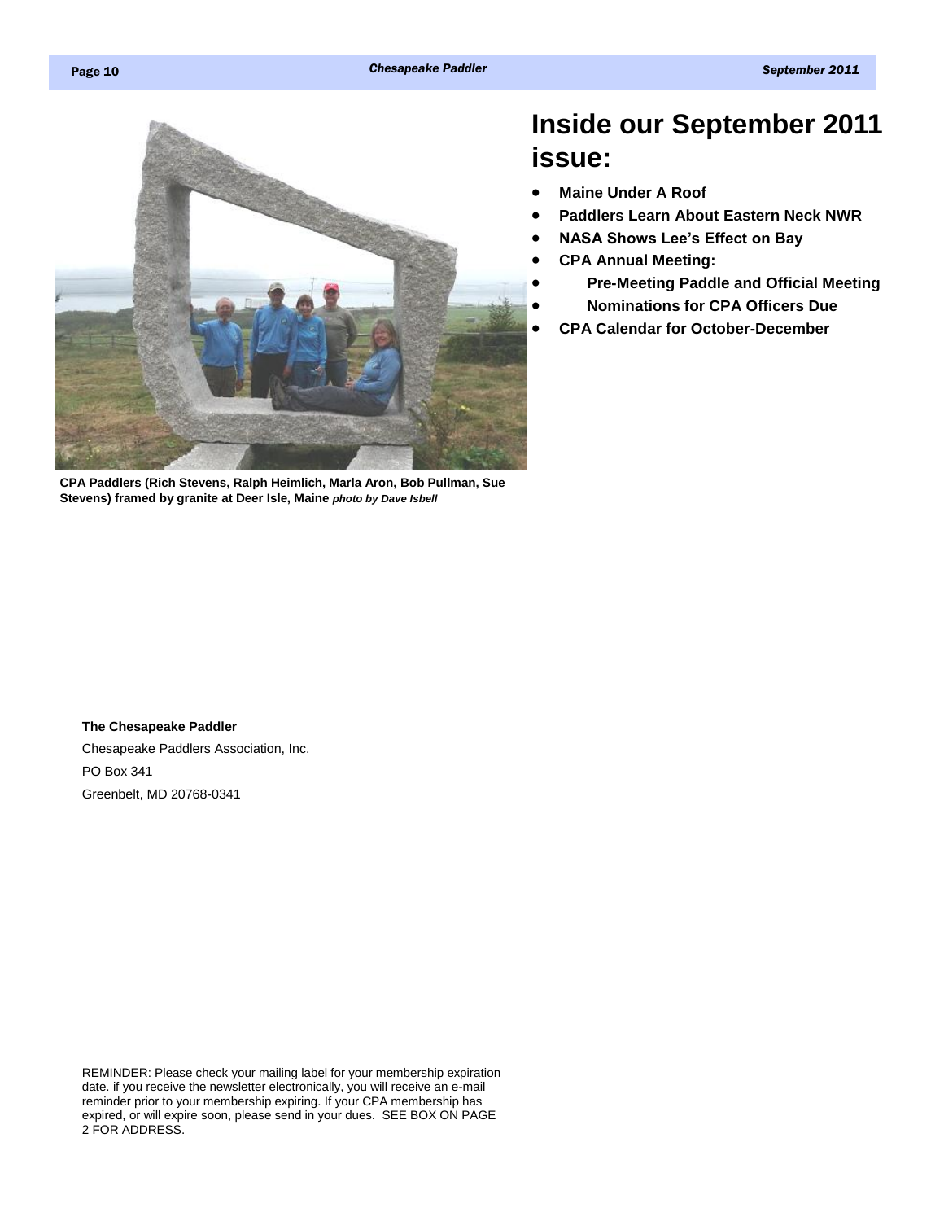CPA Paddlers (Rich Stevens, Ralph Heimlich, Marla Aron, Bob Pullman, Sue Stevens) framed by granite at Deer Isle, Maine *photo by Dave Isbell*

# Inside our September 2011 issue:

- **Maine Under A Roof**
- **Paddlers Learn About Eastern Neck NWR**
- **NASA Shows Lee's Effect on Bay**
- **CPA Annual Meeting:**
  - **Pre-Meeting Paddle and Official Meeting**
  - **Nominations for CPA Officers Due**
- **CPA Calendar for October-December**

**The Chesapeake Paddler**

Chesapeake Paddlers Association, Inc.

PO Box 341

Greenbelt, MD 20768-0341

REMINDER: Please check your mailing label for your membership expiration date. if you receive the newsletter electronically, you will receive an e-mail reminder prior to your membership expiring. If your CPA membership has expired, or will expire soon, please send in your dues. SEE BOX ON PAGE 2 FOR ADDRESS.